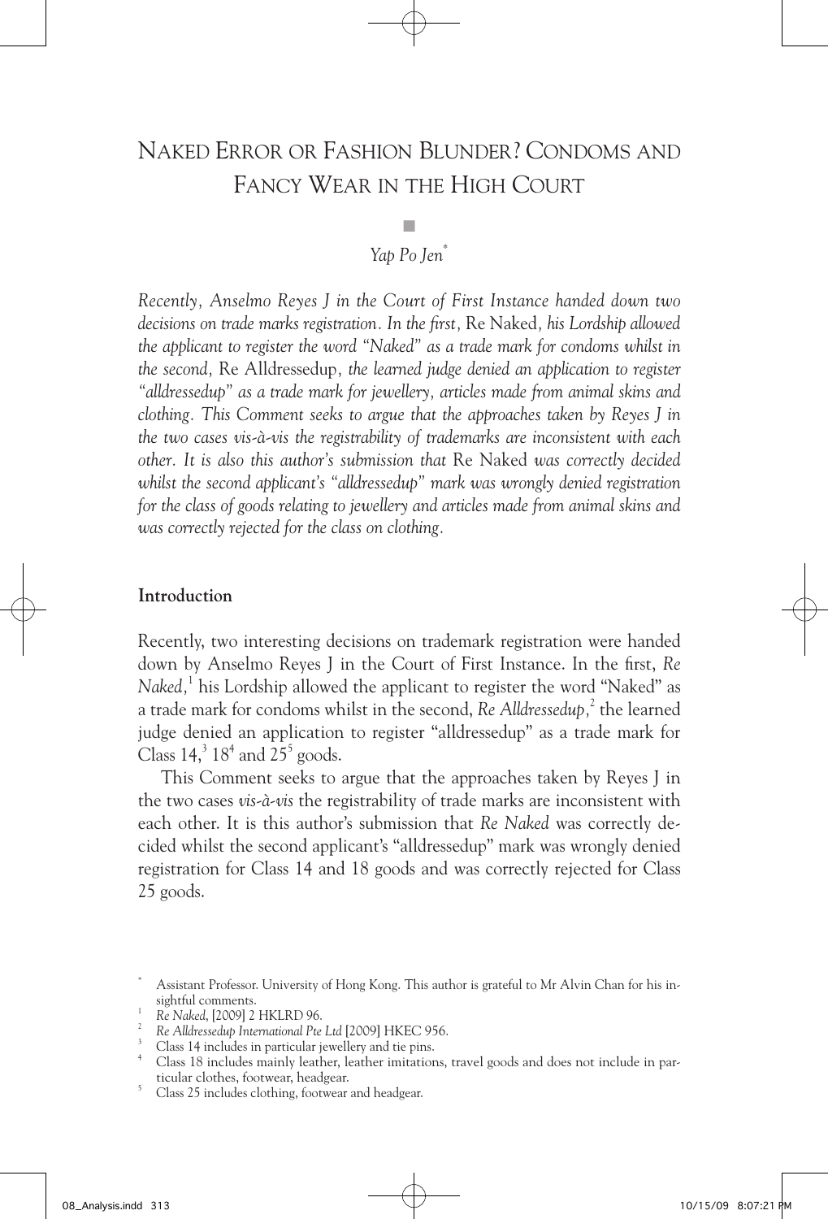# Naked Error or Fashion Blunder? Condoms and Fancy Wear in the High Court

■

*Yap Po Jen*[*]

*Recently, Anselmo Reyes J in the Court of First Instance handed down two decisions on trade marks registration. In the first,* Re Naked*, his Lordship allowed the applicant to register the word "Naked" as a trade mark for condoms whilst in the second,* Re Alldressedup*, the learned judge denied an application to register "alldressedup" as a trade mark for jewellery, articles made from animal skins and clothing. This Comment seeks to argue that the approaches taken by Reyes J in the two cases vis-à-vis the registrability of trademarks are inconsistent with each other. It is also this author's submission that* Re Naked *was correctly decided whilst the second applicant's "alldressedup" mark was wrongly denied registration for the class of goods relating to jewellery and articles made from animal skins and was correctly rejected for the class on clothing.*

## Introduction

Recently, two interesting decisions on trademark registration were handed down by Anselmo Reyes J in the Court of First Instance. In the first, *Re Naked*,[1] his Lordship allowed the applicant to register the word "Naked" as a trade mark for condoms whilst in the second, *Re Alldressedup*,[2] the learned judge denied an application to register "alldressedup" as a trade mark for Class 14,[3] 18[4] and 25[5] goods.

This Comment seeks to argue that the approaches taken by Reyes J in the two cases *vis-à-vis* the registrability of trade marks are inconsistent with each other. It is this author's submission that *Re Naked* was correctly decided whilst the second applicant's "alldressedup" mark was wrongly denied registration for Class 14 and 18 goods and was correctly rejected for Class 25 goods.

---

[*] Assistant Professor. University of Hong Kong. This author is grateful to Mr Alvin Chan for his insightful comments.

[1] *Re Naked*, [2009] 2 HKLRD 96.

[2] *Re Alldressedup International Pte Ltd* [2009] HKEC 956.

[3] Class 14 includes in particular jewellery and tie pins.

[4] Class 18 includes mainly leather, leather imitations, travel goods and does not include in particular clothes, footwear, headgear.

[5] Class 25 includes clothing, footwear and headgear.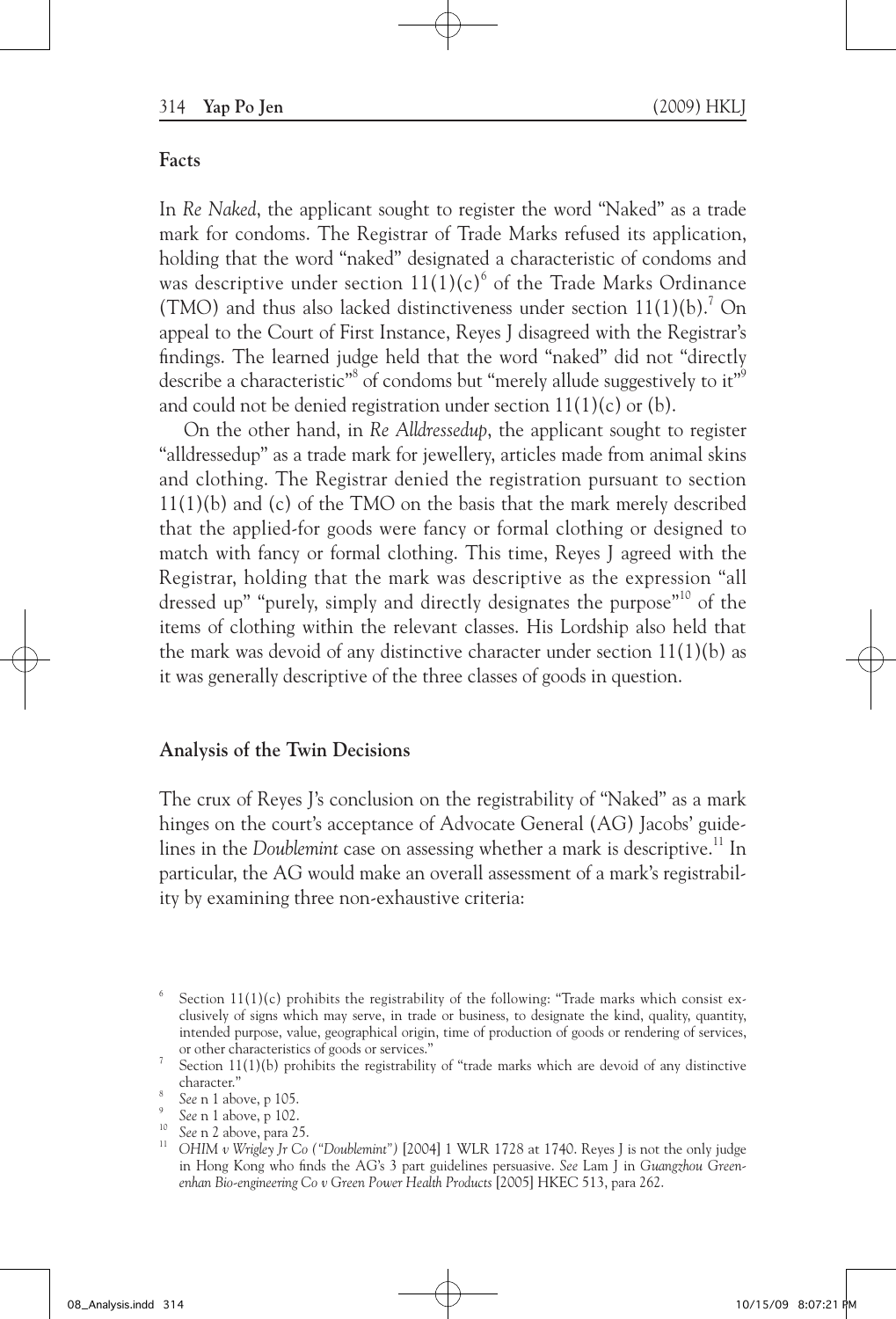## Facts

In *Re Naked*, the applicant sought to register the word "Naked" as a trade mark for condoms. The Registrar of Trade Marks refused its application, holding that the word "naked" designated a characteristic of condoms and was descriptive under section 11(1)(c)[6] of the Trade Marks Ordinance (TMO) and thus also lacked distinctiveness under section 11(1)(b).[7] On appeal to the Court of First Instance, Reyes J disagreed with the Registrar's findings. The learned judge held that the word "naked" did not "directly describe a characteristic"[8] of condoms but "merely allude suggestively to it"[9] and could not be denied registration under section 11(1)(c) or (b).

On the other hand, in *Re Alldressedup*, the applicant sought to register "alldressedup" as a trade mark for jewellery, articles made from animal skins and clothing. The Registrar denied the registration pursuant to section 11(1)(b) and (c) of the TMO on the basis that the mark merely described that the applied-for goods were fancy or formal clothing or designed to match with fancy or formal clothing. This time, Reyes J agreed with the Registrar, holding that the mark was descriptive as the expression "all dressed up" "purely, simply and directly designates the purpose"[10] of the items of clothing within the relevant classes. His Lordship also held that the mark was devoid of any distinctive character under section 11(1)(b) as it was generally descriptive of the three classes of goods in question.

## Analysis of the Twin Decisions

The crux of Reyes J's conclusion on the registrability of "Naked" as a mark hinges on the court's acceptance of Advocate General (AG) Jacobs' guidelines in the *Doublemint* case on assessing whether a mark is descriptive.[11] In particular, the AG would make an overall assessment of a mark's registrability by examining three non-exhaustive criteria:

---

[6] Section 11(1)(c) prohibits the registrability of the following: "Trade marks which consist exclusively of signs which may serve, in trade or business, to designate the kind, quality, quantity, intended purpose, value, geographical origin, time of production of goods or rendering of services, or other characteristics of goods or services."

[7] Section 11(1)(b) prohibits the registrability of "trade marks which are devoid of any distinctive character."

[8] *See* n 1 above, p 105.

[9] *See* n 1 above, p 102.

[10] *See* n 2 above, para 25.

[11] *OHIM v Wrigley Jr Co ("Doublemint")* [2004] 1 WLR 1728 at 1740. Reyes J is not the only judge in Hong Kong who finds the AG's 3 part guidelines persuasive. *See* Lam J in *Guangzhou Greenenhan Bio-engineering Co v Green Power Health Products* [2005] HKEC 513, para 262.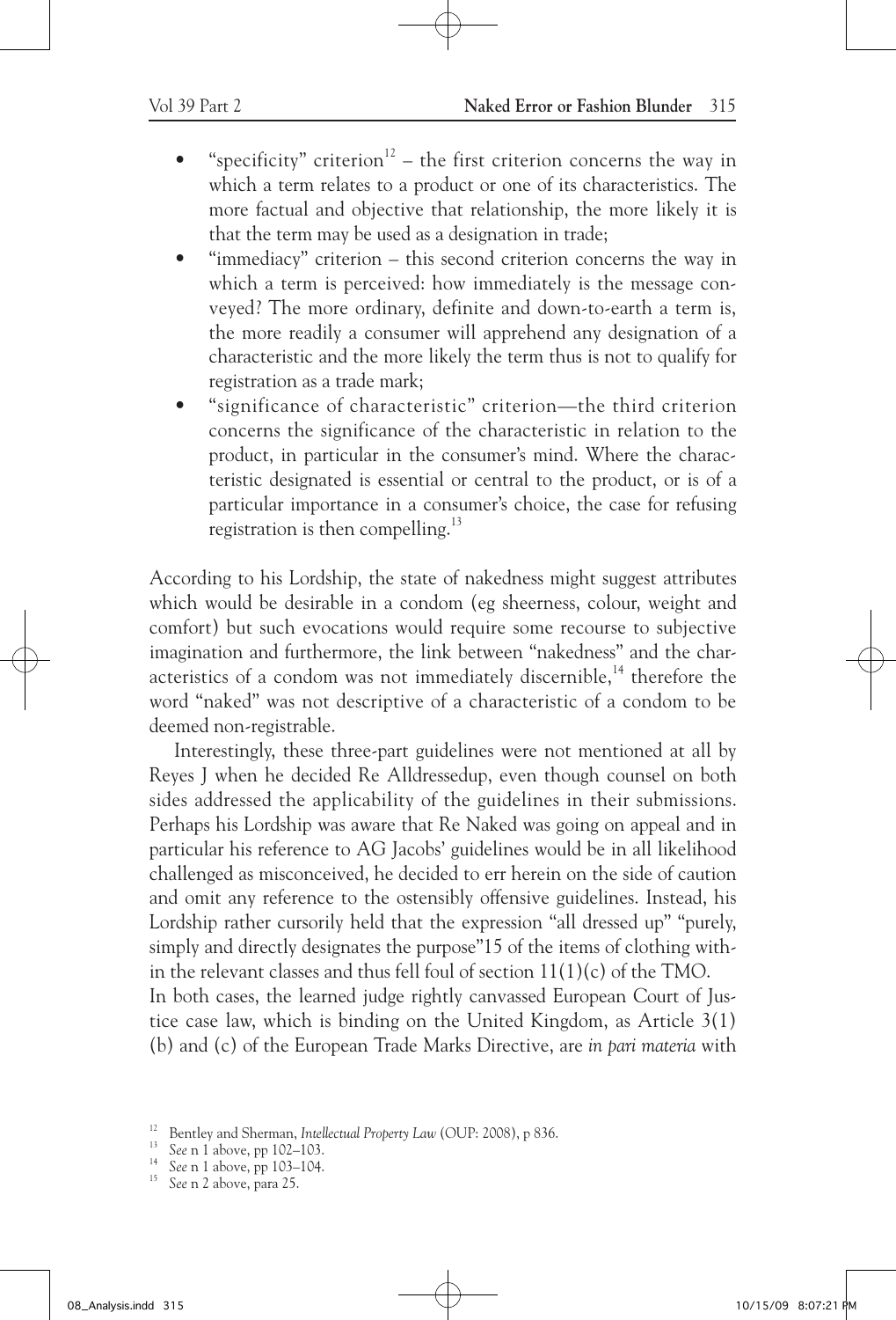- "specificity" criterion[12] – the first criterion concerns the way in which a term relates to a product or one of its characteristics. The more factual and objective that relationship, the more likely it is that the term may be used as a designation in trade;
- "immediacy" criterion – this second criterion concerns the way in which a term is perceived: how immediately is the message conveyed? The more ordinary, definite and down-to-earth a term is, the more readily a consumer will apprehend any designation of a characteristic and the more likely the term thus is not to qualify for registration as a trade mark;
- "significance of characteristic" criterion—the third criterion concerns the significance of the characteristic in relation to the product, in particular in the consumer's mind. Where the characteristic designated is essential or central to the product, or is of a particular importance in a consumer's choice, the case for refusing registration is then compelling.[13]

According to his Lordship, the state of nakedness might suggest attributes which would be desirable in a condom (eg sheerness, colour, weight and comfort) but such evocations would require some recourse to subjective imagination and furthermore, the link between "nakedness" and the characteristics of a condom was not immediately discernible,[14] therefore the word "naked" was not descriptive of a characteristic of a condom to be deemed non-registrable.

Interestingly, these three-part guidelines were not mentioned at all by Reyes J when he decided Re Alldressedup, even though counsel on both sides addressed the applicability of the guidelines in their submissions. Perhaps his Lordship was aware that Re Naked was going on appeal and in particular his reference to AG Jacobs' guidelines would be in all likelihood challenged as misconceived, he decided to err herein on the side of caution and omit any reference to the ostensibly offensive guidelines. Instead, his Lordship rather cursorily held that the expression "all dressed up" "purely, simply and directly designates the purpose"15 of the items of clothing within the relevant classes and thus fell foul of section 11(1)(c) of the TMO.
In both cases, the learned judge rightly canvassed European Court of Justice case law, which is binding on the United Kingdom, as Article 3(1)(b) and (c) of the European Trade Marks Directive, are *in pari materia* with

---

[12] Bentley and Sherman, *Intellectual Property Law* (OUP: 2008), p 836.
[13] *See* n 1 above, pp 102–103.
[14] *See* n 1 above, pp 103–104.
[15] *See* n 2 above, para 25.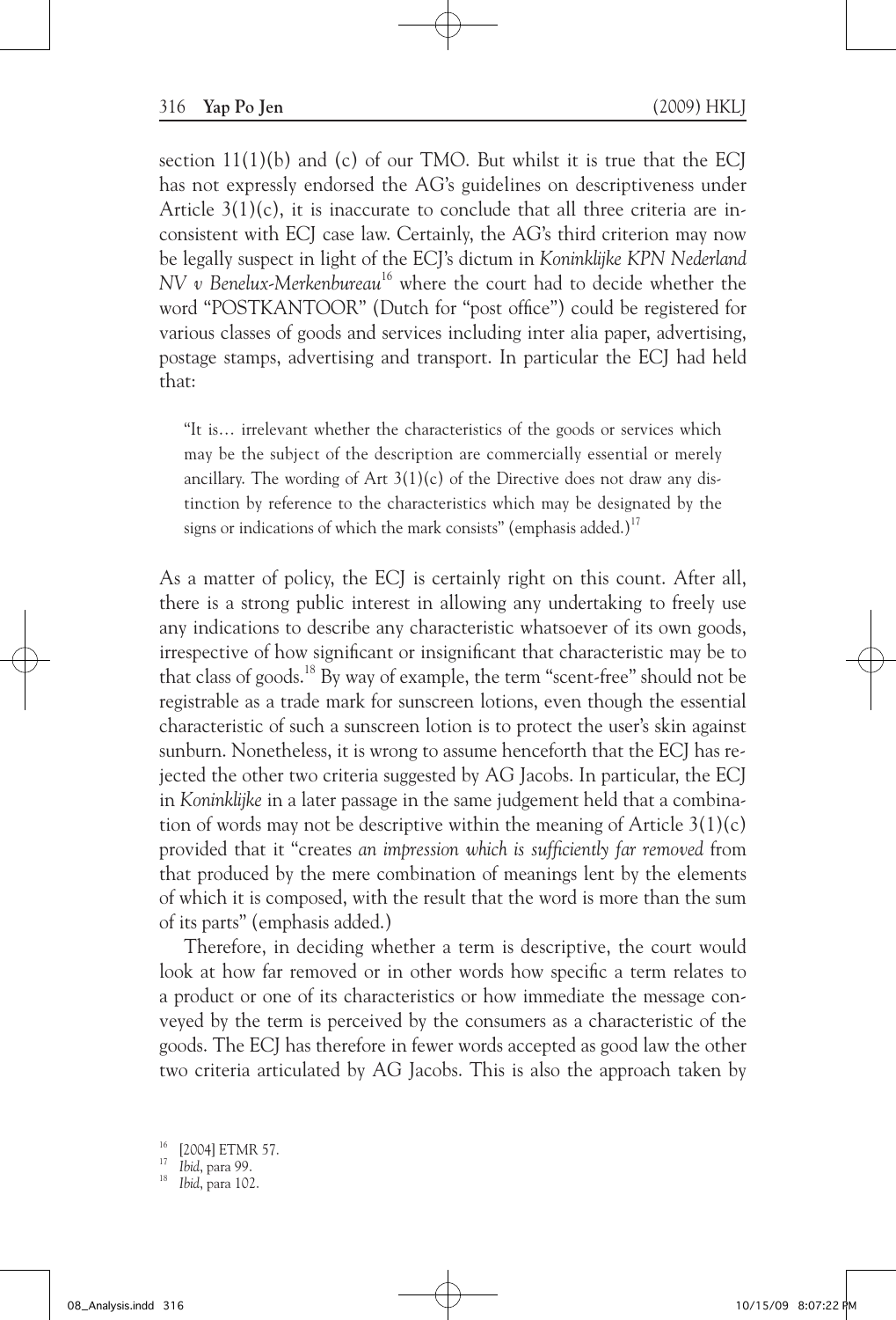section 11(1)(b) and (c) of our TMO. But whilst it is true that the ECJ has not expressly endorsed the AG's guidelines on descriptiveness under Article 3(1)(c), it is inaccurate to conclude that all three criteria are inconsistent with ECJ case law. Certainly, the AG's third criterion may now be legally suspect in light of the ECJ's dictum in *Koninklijke KPN Nederland NV v Benelux-Merkenbureau*[16] where the court had to decide whether the word "POSTKANTOOR" (Dutch for "post office") could be registered for various classes of goods and services including inter alia paper, advertising, postage stamps, advertising and transport. In particular the ECJ had held that:

> "It is… irrelevant whether the characteristics of the goods or services which may be the subject of the description are commercially essential or merely ancillary. The wording of Art 3(1)(c) of the Directive does not draw any distinction by reference to the characteristics which may be designated by the signs or indications of which the mark consists" (emphasis added.)[17]

As a matter of policy, the ECJ is certainly right on this count. After all, there is a strong public interest in allowing any undertaking to freely use any indications to describe any characteristic whatsoever of its own goods, irrespective of how significant or insignificant that characteristic may be to that class of goods.[18] By way of example, the term "scent-free" should not be registrable as a trade mark for sunscreen lotions, even though the essential characteristic of such a sunscreen lotion is to protect the user's skin against sunburn. Nonetheless, it is wrong to assume henceforth that the ECJ has rejected the other two criteria suggested by AG Jacobs. In particular, the ECJ in *Koninklijke* in a later passage in the same judgement held that a combination of words may not be descriptive within the meaning of Article 3(1)(c) provided that it "creates *an impression which is sufficiently far removed* from that produced by the mere combination of meanings lent by the elements of which it is composed, with the result that the word is more than the sum of its parts" (emphasis added.)

Therefore, in deciding whether a term is descriptive, the court would look at how far removed or in other words how specific a term relates to a product or one of its characteristics or how immediate the message conveyed by the term is perceived by the consumers as a characteristic of the goods. The ECJ has therefore in fewer words accepted as good law the other two criteria articulated by AG Jacobs. This is also the approach taken by

---

[16] [2004] ETMR 57.

[17] *Ibid*, para 99.

[18] *Ibid*, para 102.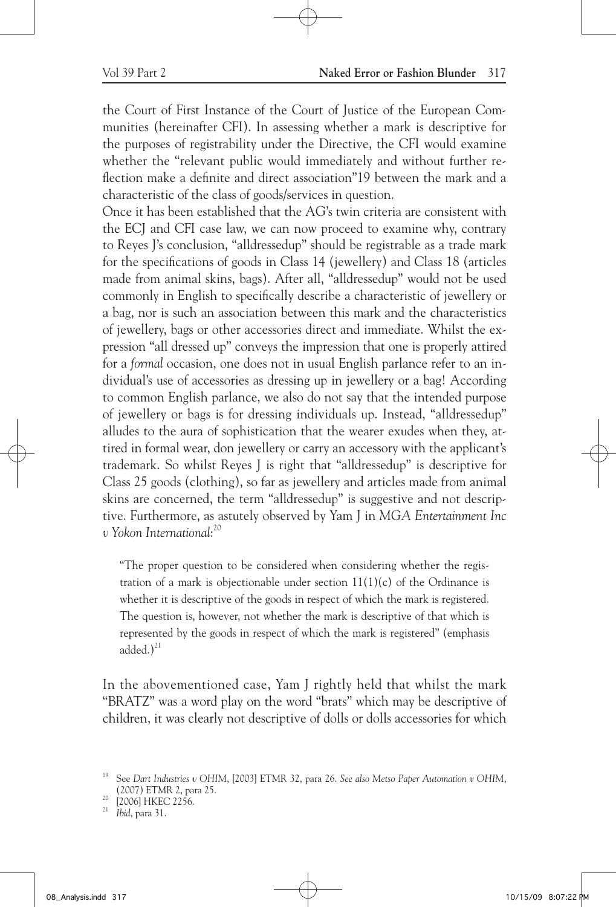the Court of First Instance of the Court of Justice of the European Communities (hereinafter CFI). In assessing whether a mark is descriptive for the purposes of registrability under the Directive, the CFI would examine whether the "relevant public would immediately and without further reflection make a definite and direct association"19 between the mark and a characteristic of the class of goods/services in question.

Once it has been established that the AG's twin criteria are consistent with the ECJ and CFI case law, we can now proceed to examine why, contrary to Reyes J's conclusion, "alldressedup" should be registrable as a trade mark for the specifications of goods in Class 14 (jewellery) and Class 18 (articles made from animal skins, bags). After all, "alldressedup" would not be used commonly in English to specifically describe a characteristic of jewellery or a bag, nor is such an association between this mark and the characteristics of jewellery, bags or other accessories direct and immediate. Whilst the expression "all dressed up" conveys the impression that one is properly attired for a *formal* occasion, one does not in usual English parlance refer to an individual's use of accessories as dressing up in jewellery or a bag! According to common English parlance, we also do not say that the intended purpose of jewellery or bags is for dressing individuals up. Instead, "alldressedup" alludes to the aura of sophistication that the wearer exudes when they, attired in formal wear, don jewellery or carry an accessory with the applicant's trademark. So whilst Reyes J is right that "alldressedup" is descriptive for Class 25 goods (clothing), so far as jewellery and articles made from animal skins are concerned, the term "alldressedup" is suggestive and not descriptive. Furthermore, as astutely observed by Yam J in *MGA Entertainment Inc v Yokon International*:[20]

> "The proper question to be considered when considering whether the registration of a mark is objectionable under section 11(1)(c) of the Ordinance is whether it is descriptive of the goods in respect of which the mark is registered. The question is, however, not whether the mark is descriptive of that which is represented by the goods in respect of which the mark is registered" (emphasis added.)[21]

In the abovementioned case, Yam J rightly held that whilst the mark "BRATZ" was a word play on the word "brats" which may be descriptive of children, it was clearly not descriptive of dolls or dolls accessories for which

---

19 See *Dart Industries v OHIM*, [2003] ETMR 32, para 26. *See also Metso Paper Automation v OHIM*, (2007) ETMR 2, para 25.

20 [2006] HKEC 2256.

21 *Ibid*, para 31.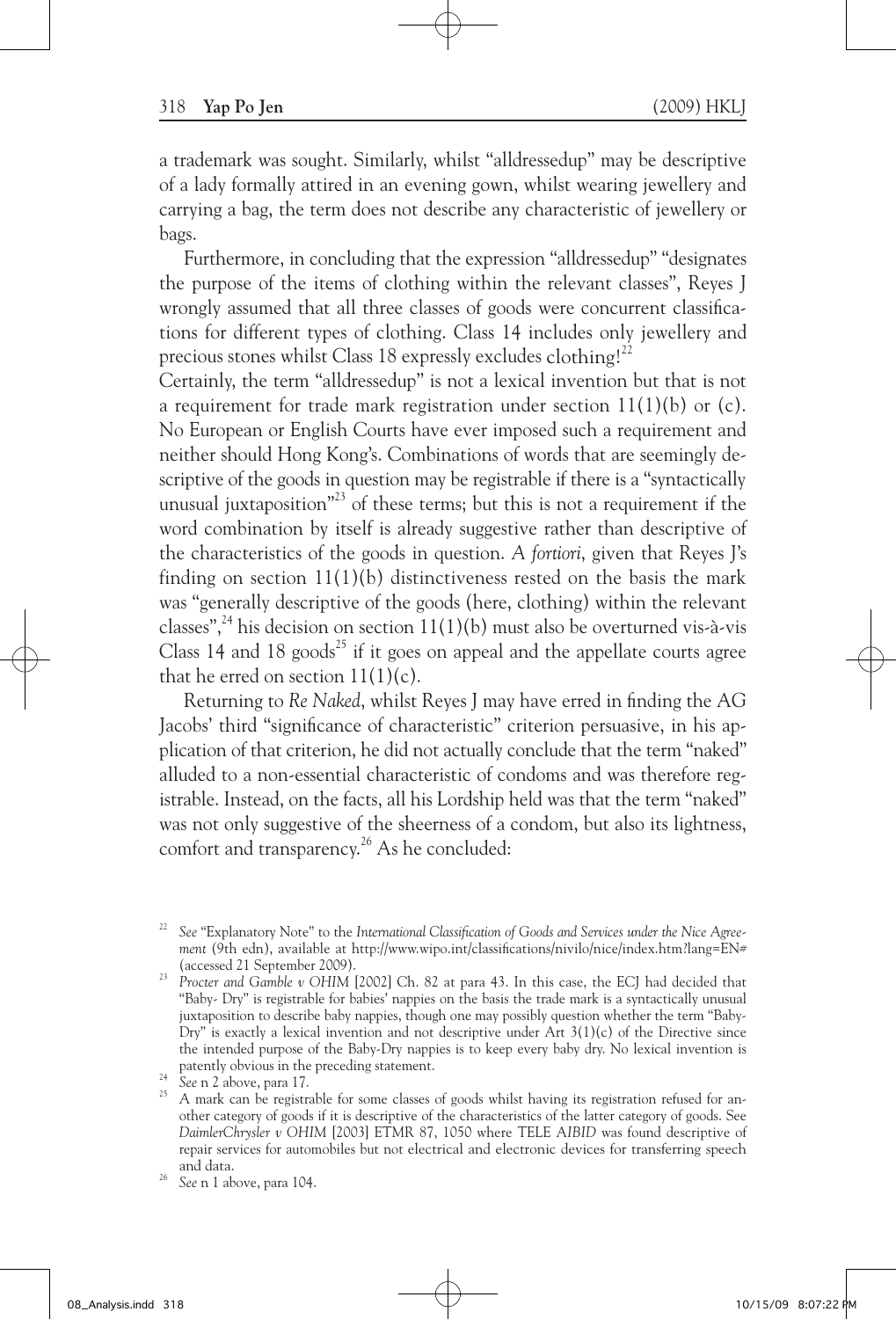a trademark was sought. Similarly, whilst "alldressedup" may be descriptive of a lady formally attired in an evening gown, whilst wearing jewellery and carrying a bag, the term does not describe any characteristic of jewellery or bags.

Furthermore, in concluding that the expression "alldressedup" "designates the purpose of the items of clothing within the relevant classes", Reyes J wrongly assumed that all three classes of goods were concurrent classifications for different types of clothing. Class 14 includes only jewellery and precious stones whilst Class 18 expressly excludes clothing![22]

Certainly, the term "alldressedup" is not a lexical invention but that is not a requirement for trade mark registration under section 11(1)(b) or (c). No European or English Courts have ever imposed such a requirement and neither should Hong Kong's. Combinations of words that are seemingly descriptive of the goods in question may be registrable if there is a "syntactically unusual juxtaposition"[23] of these terms; but this is not a requirement if the word combination by itself is already suggestive rather than descriptive of the characteristics of the goods in question. *A fortiori*, given that Reyes J's finding on section 11(1)(b) distinctiveness rested on the basis the mark was "generally descriptive of the goods (here, clothing) within the relevant classes",[24] his decision on section 11(1)(b) must also be overturned vis-à-vis Class 14 and 18 goods[25] if it goes on appeal and the appellate courts agree that he erred on section 11(1)(c).

Returning to *Re Naked*, whilst Reyes J may have erred in finding the AG Jacobs' third "significance of characteristic" criterion persuasive, in his application of that criterion, he did not actually conclude that the term "naked" alluded to a non-essential characteristic of condoms and was therefore registrable. Instead, on the facts, all his Lordship held was that the term "naked" was not only suggestive of the sheerness of a condom, but also its lightness, comfort and transparency.[26] As he concluded:

---

[22] *See* "Explanatory Note" to the *International Classification of Goods and Services under the Nice Agreement* (9th edn), available at http://www.wipo.int/classifications/nivilo/nice/index.htm?lang=EN# (accessed 21 September 2009).

[23] *Procter and Gamble v OHIM* [2002] Ch. 82 at para 43. In this case, the ECJ had decided that "Baby- Dry" is registrable for babies' nappies on the basis the trade mark is a syntactically unusual juxtaposition to describe baby nappies, though one may possibly question whether the term "Baby-Dry" is exactly a lexical invention and not descriptive under Art 3(1)(c) of the Directive since the intended purpose of the Baby-Dry nappies is to keep every baby dry. No lexical invention is patently obvious in the preceding statement.

[24] *See* n 2 above, para 17.

[25] A mark can be registrable for some classes of goods whilst having its registration refused for another category of goods if it is descriptive of the characteristics of the latter category of goods. See *DaimlerChrysler v OHIM* [2003] ETMR 87, 1050 where TELE A*IBID* was found descriptive of repair services for automobiles but not electrical and electronic devices for transferring speech and data.

[26] *See* n 1 above, para 104.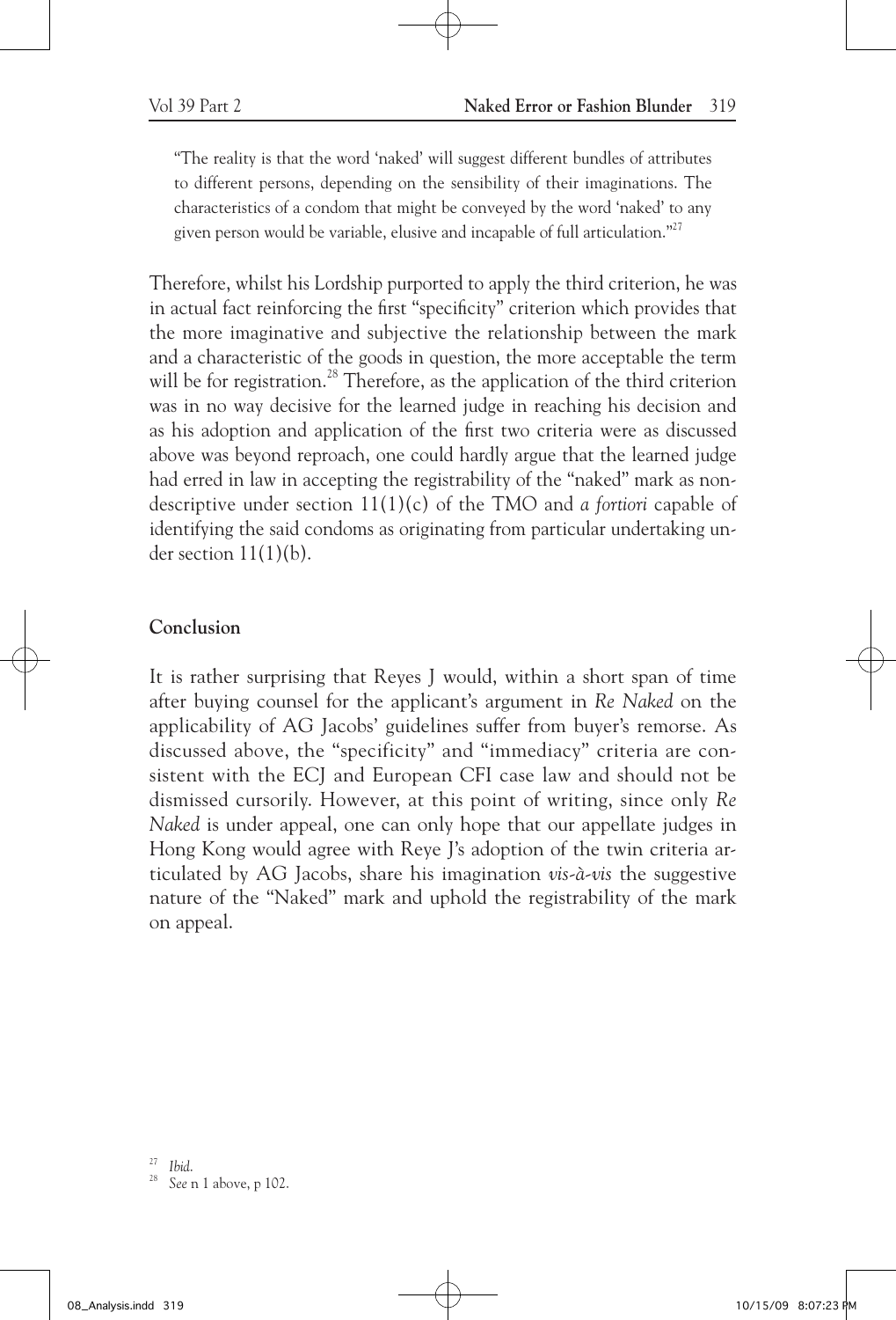> "The reality is that the word 'naked' will suggest different bundles of attributes to different persons, depending on the sensibility of their imaginations. The characteristics of a condom that might be conveyed by the word 'naked' to any given person would be variable, elusive and incapable of full articulation."[27]

Therefore, whilst his Lordship purported to apply the third criterion, he was in actual fact reinforcing the first "specificity" criterion which provides that the more imaginative and subjective the relationship between the mark and a characteristic of the goods in question, the more acceptable the term will be for registration.[28] Therefore, as the application of the third criterion was in no way decisive for the learned judge in reaching his decision and as his adoption and application of the first two criteria were as discussed above was beyond reproach, one could hardly argue that the learned judge had erred in law in accepting the registrability of the "naked" mark as non-descriptive under section 11(1)(c) of the TMO and *a fortiori* capable of identifying the said condoms as originating from particular undertaking under section 11(1)(b).

## Conclusion

It is rather surprising that Reyes J would, within a short span of time after buying counsel for the applicant's argument in *Re Naked* on the applicability of AG Jacobs' guidelines suffer from buyer's remorse. As discussed above, the "specificity" and "immediacy" criteria are consistent with the ECJ and European CFI case law and should not be dismissed cursorily. However, at this point of writing, since only *Re Naked* is under appeal, one can only hope that our appellate judges in Hong Kong would agree with Reye J's adoption of the twin criteria articulated by AG Jacobs, share his imagination *vis-à-vis* the suggestive nature of the "Naked" mark and uphold the registrability of the mark on appeal.

---

[27] *Ibid.*

[28] *See* n 1 above, p 102.